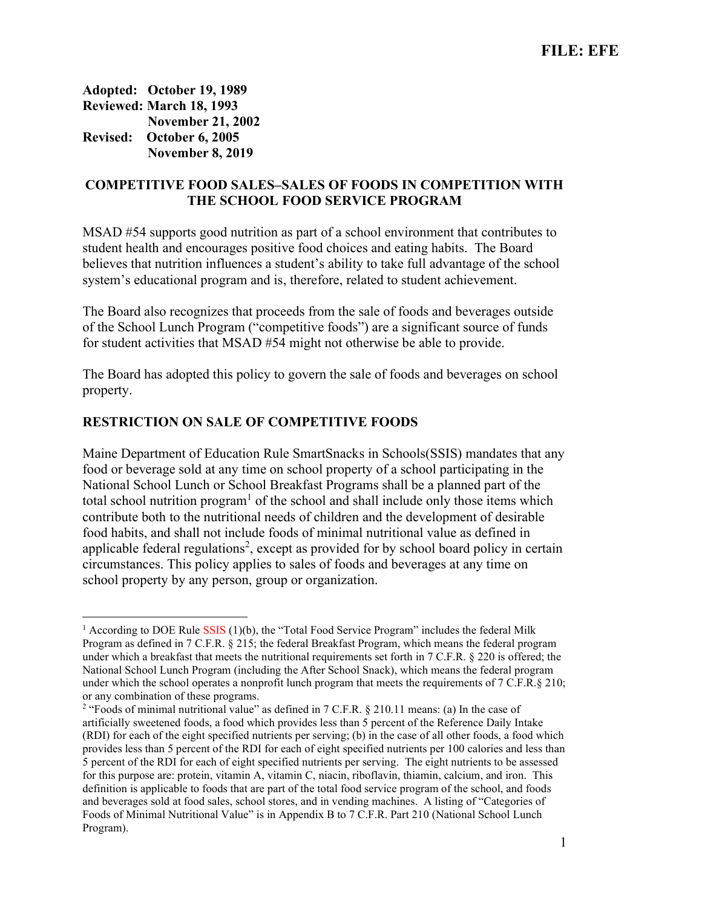**FILE: EFE**

**Adopted: October 19, 1989**
**Reviewed: March 18, 1993**
**November 21, 2002**
**Revised: October 6, 2005**
**November 8, 2019**

## COMPETITIVE FOOD SALES–SALES OF FOODS IN COMPETITION WITH THE SCHOOL FOOD SERVICE PROGRAM

MSAD #54 supports good nutrition as part of a school environment that contributes to student health and encourages positive food choices and eating habits. The Board believes that nutrition influences a student's ability to take full advantage of the school system's educational program and is, therefore, related to student achievement.

The Board also recognizes that proceeds from the sale of foods and beverages outside of the School Lunch Program ("competitive foods") are a significant source of funds for student activities that MSAD #54 might not otherwise be able to provide.

The Board has adopted this policy to govern the sale of foods and beverages on school property.

### RESTRICTION ON SALE OF COMPETITIVE FOODS

Maine Department of Education Rule SmartSnacks in Schools(SSIS) mandates that any food or beverage sold at any time on school property of a school participating in the National School Lunch or School Breakfast Programs shall be a planned part of the total school nutrition program[1] of the school and shall include only those items which contribute both to the nutritional needs of children and the development of desirable food habits, and shall not include foods of minimal nutritional value as defined in applicable federal regulations[2], except as provided for by school board policy in certain circumstances. This policy applies to sales of foods and beverages at any time on school property by any person, group or organization.

---

[1] According to DOE Rule SSIS (1)(b), the "Total Food Service Program" includes the federal Milk Program as defined in 7 C.F.R. § 215; the federal Breakfast Program, which means the federal program under which a breakfast that meets the nutritional requirements set forth in 7 C.F.R. § 220 is offered; the National School Lunch Program (including the After School Snack), which means the federal program under which the school operates a nonprofit lunch program that meets the requirements of 7 C.F.R.§ 210; or any combination of these programs.

[2] "Foods of minimal nutritional value" as defined in 7 C.F.R. § 210.11 means: (a) In the case of artificially sweetened foods, a food which provides less than 5 percent of the Reference Daily Intake (RDI) for each of the eight specified nutrients per serving; (b) in the case of all other foods, a food which provides less than 5 percent of the RDI for each of eight specified nutrients per 100 calories and less than 5 percent of the RDI for each of eight specified nutrients per serving. The eight nutrients to be assessed for this purpose are: protein, vitamin A, vitamin C, niacin, riboflavin, thiamin, calcium, and iron. This definition is applicable to foods that are part of the total food service program of the school, and foods and beverages sold at food sales, school stores, and in vending machines. A listing of "Categories of Foods of Minimal Nutritional Value" is in Appendix B to 7 C.F.R. Part 210 (National School Lunch Program).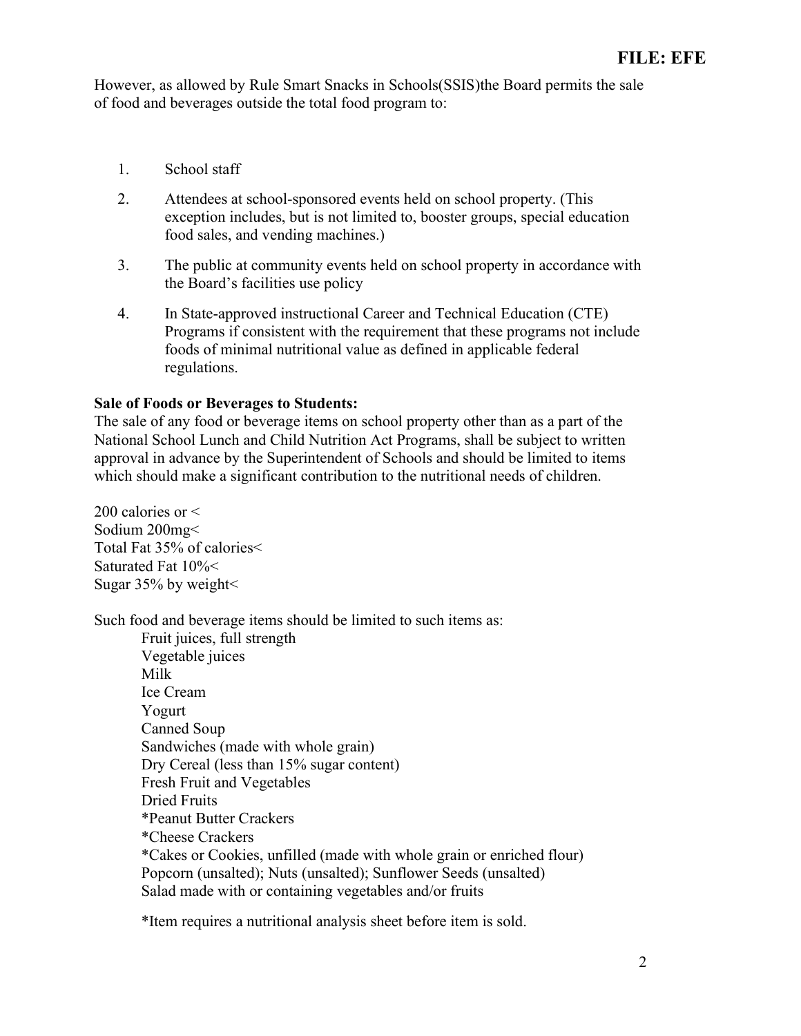However, as allowed by Rule Smart Snacks in Schools(SSIS)the Board permits the sale of food and beverages outside the total food program to:

1. School staff
2. Attendees at school-sponsored events held on school property. (This exception includes, but is not limited to, booster groups, special education food sales, and vending machines.)
3. The public at community events held on school property in accordance with the Board's facilities use policy
4. In State-approved instructional Career and Technical Education (CTE) Programs if consistent with the requirement that these programs not include foods of minimal nutritional value as defined in applicable federal regulations.

**Sale of Foods or Beverages to Students:**
The sale of any food or beverage items on school property other than as a part of the National School Lunch and Child Nutrition Act Programs, shall be subject to written approval in advance by the Superintendent of Schools and should be limited to items which should make a significant contribution to the nutritional needs of children.

200 calories or <
Sodium 200mg<
Total Fat 35% of calories<
Saturated Fat 10%<
Sugar 35% by weight<

Such food and beverage items should be limited to such items as:

Fruit juices, full strength
Vegetable juices
Milk
Ice Cream
Yogurt
Canned Soup
Sandwiches (made with whole grain)
Dry Cereal (less than 15% sugar content)
Fresh Fruit and Vegetables
Dried Fruits
*Peanut Butter Crackers
*Cheese Crackers
*Cakes or Cookies, unfilled (made with whole grain or enriched flour)
Popcorn (unsalted); Nuts (unsalted); Sunflower Seeds (unsalted)
Salad made with or containing vegetables and/or fruits

*Item requires a nutritional analysis sheet before item is sold.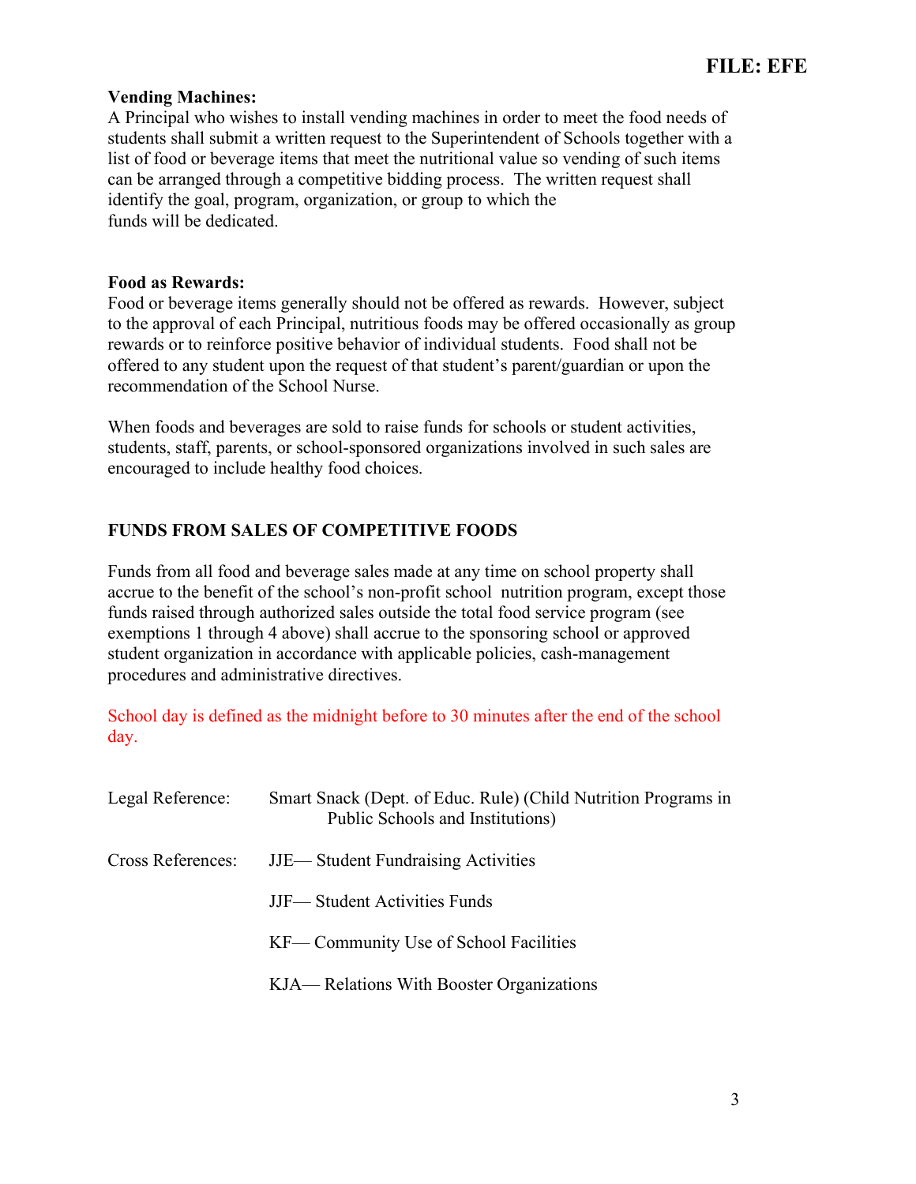**Vending Machines:**
A Principal who wishes to install vending machines in order to meet the food needs of students shall submit a written request to the Superintendent of Schools together with a list of food or beverage items that meet the nutritional value so vending of such items can be arranged through a competitive bidding process. The written request shall identify the goal, program, organization, or group to which the funds will be dedicated.

**Food as Rewards:**
Food or beverage items generally should not be offered as rewards. However, subject to the approval of each Principal, nutritious foods may be offered occasionally as group rewards or to reinforce positive behavior of individual students. Food shall not be offered to any student upon the request of that student's parent/guardian or upon the recommendation of the School Nurse.

When foods and beverages are sold to raise funds for schools or student activities, students, staff, parents, or school-sponsored organizations involved in such sales are encouraged to include healthy food choices.

**FUNDS FROM SALES OF COMPETITIVE FOODS**

Funds from all food and beverage sales made at any time on school property shall accrue to the benefit of the school's non-profit school nutrition program, except those funds raised through authorized sales outside the total food service program (see exemptions 1 through 4 above) shall accrue to the sponsoring school or approved student organization in accordance with applicable policies, cash-management procedures and administrative directives.

School day is defined as the midnight before to 30 minutes after the end of the school day.

Legal Reference: Smart Snack (Dept. of Educ. Rule) (Child Nutrition Programs in Public Schools and Institutions)

Cross References:

JJE— Student Fundraising Activities

JJF— Student Activities Funds

KF— Community Use of School Facilities

KJA— Relations With Booster Organizations